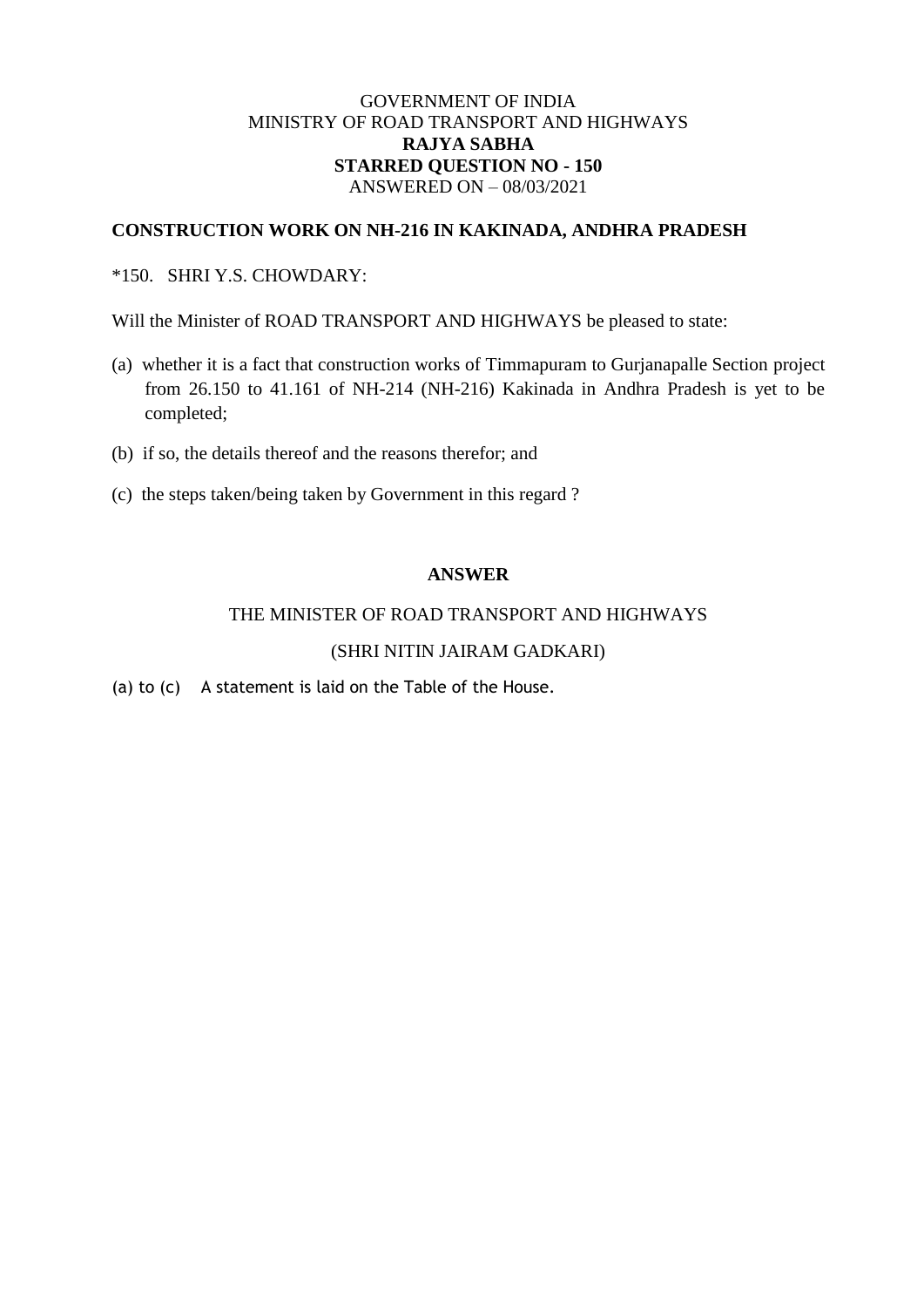GOVERNMENT OF INDIA
MINISTRY OF ROAD TRANSPORT AND HIGHWAYS
**RAJYA SABHA**
**STARRED QUESTION NO - 150**
ANSWERED ON – 08/03/2021

**CONSTRUCTION WORK ON NH-216 IN KAKINADA, ANDHRA PRADESH**

*150. SHRI Y.S. CHOWDARY:

Will the Minister of ROAD TRANSPORT AND HIGHWAYS be pleased to state:

(a) whether it is a fact that construction works of Timmapuram to Gurjanapalle Section project from 26.150 to 41.161 of NH-214 (NH-216) Kakinada in Andhra Pradesh is yet to be completed;

(b) if so, the details thereof and the reasons therefor; and

(c) the steps taken/being taken by Government in this regard ?

**ANSWER**

THE MINISTER OF ROAD TRANSPORT AND HIGHWAYS

(SHRI NITIN JAIRAM GADKARI)

(a) to (c) A statement is laid on the Table of the House.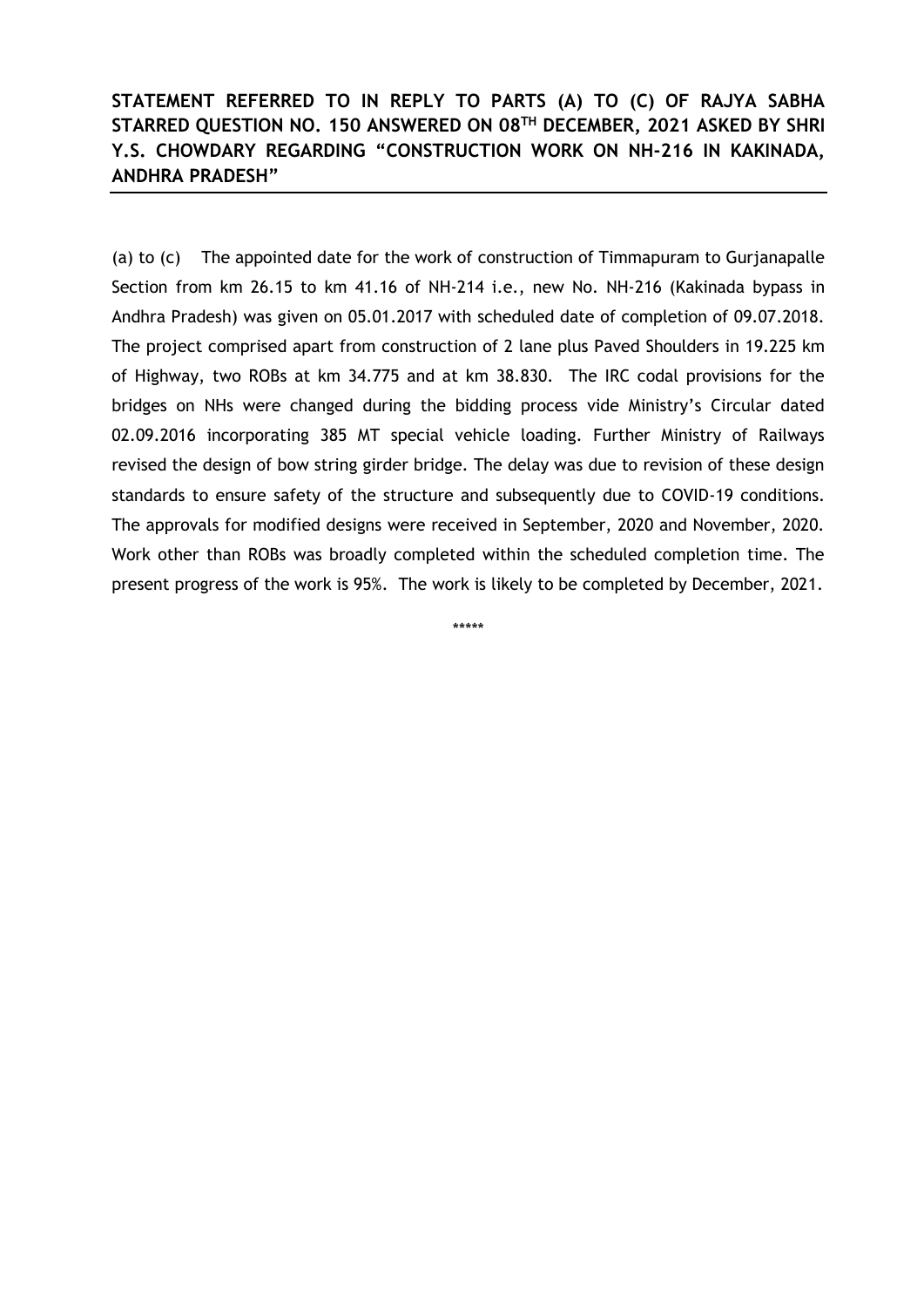**STATEMENT REFERRED TO IN REPLY TO PARTS (A) TO (C) OF RAJYA SABHA STARRED QUESTION NO. 150 ANSWERED ON 08TH DECEMBER, 2021 ASKED BY SHRI Y.S. CHOWDARY REGARDING "CONSTRUCTION WORK ON NH-216 IN KAKINADA, ANDHRA PRADESH"**

(a) to (c) The appointed date for the work of construction of Timmapuram to Gurjanapalle Section from km 26.15 to km 41.16 of NH-214 i.e., new No. NH-216 (Kakinada bypass in Andhra Pradesh) was given on 05.01.2017 with scheduled date of completion of 09.07.2018. The project comprised apart from construction of 2 lane plus Paved Shoulders in 19.225 km of Highway, two ROBs at km 34.775 and at km 38.830. The IRC codal provisions for the bridges on NHs were changed during the bidding process vide Ministry's Circular dated 02.09.2016 incorporating 385 MT special vehicle loading. Further Ministry of Railways revised the design of bow string girder bridge. The delay was due to revision of these design standards to ensure safety of the structure and subsequently due to COVID-19 conditions. The approvals for modified designs were received in September, 2020 and November, 2020. Work other than ROBs was broadly completed within the scheduled completion time. The present progress of the work is 95%. The work is likely to be completed by December, 2021.

*****